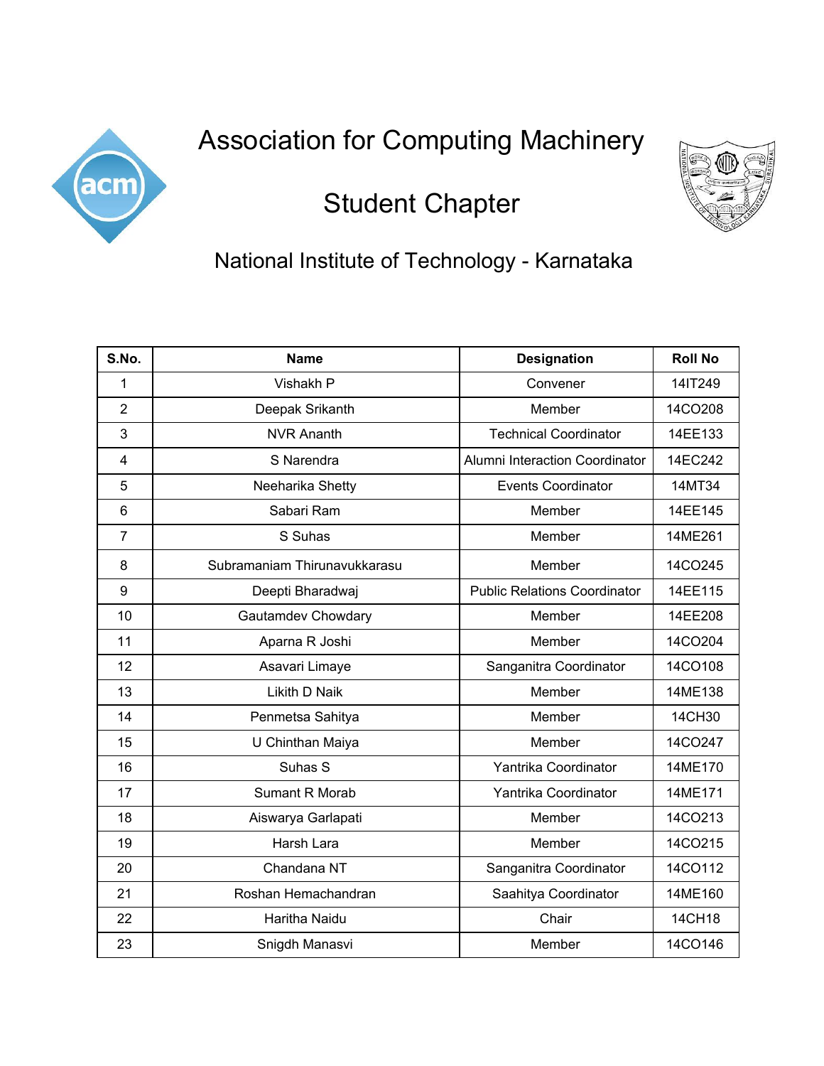# Association for Computing Machinery

## Student Chapter

### National Institute of Technology - Karnataka

| S.No. | Name | Designation | Roll No |
|---|---|---|---|
| 1 | Vishakh P | Convener | 14IT249 |
| 2 | Deepak Srikanth | Member | 14CO208 |
| 3 | NVR Ananth | Technical Coordinator | 14EE133 |
| 4 | S Narendra | Alumni Interaction Coordinator | 14EC242 |
| 5 | Neeharika Shetty | Events Coordinator | 14MT34 |
| 6 | Sabari Ram | Member | 14EE145 |
| 7 | S Suhas | Member | 14ME261 |
| 8 | Subramaniam Thirunavukkarasu | Member | 14CO245 |
| 9 | Deepti Bharadwaj | Public Relations Coordinator | 14EE115 |
| 10 | Gautamdev Chowdary | Member | 14EE208 |
| 11 | Aparna R Joshi | Member | 14CO204 |
| 12 | Asavari Limaye | Sanganitra Coordinator | 14CO108 |
| 13 | Likith D Naik | Member | 14ME138 |
| 14 | Penmetsa Sahitya | Member | 14CH30 |
| 15 | U Chinthan Maiya | Member | 14CO247 |
| 16 | Suhas S | Yantrika Coordinator | 14ME170 |
| 17 | Sumant R Morab | Yantrika Coordinator | 14ME171 |
| 18 | Aiswarya Garlapati | Member | 14CO213 |
| 19 | Harsh Lara | Member | 14CO215 |
| 20 | Chandana NT | Sanganitra Coordinator | 14CO112 |
| 21 | Roshan Hemachandran | Saahitya Coordinator | 14ME160 |
| 22 | Haritha Naidu | Chair | 14CH18 |
| 23 | Snigdh Manasvi | Member | 14CO146 |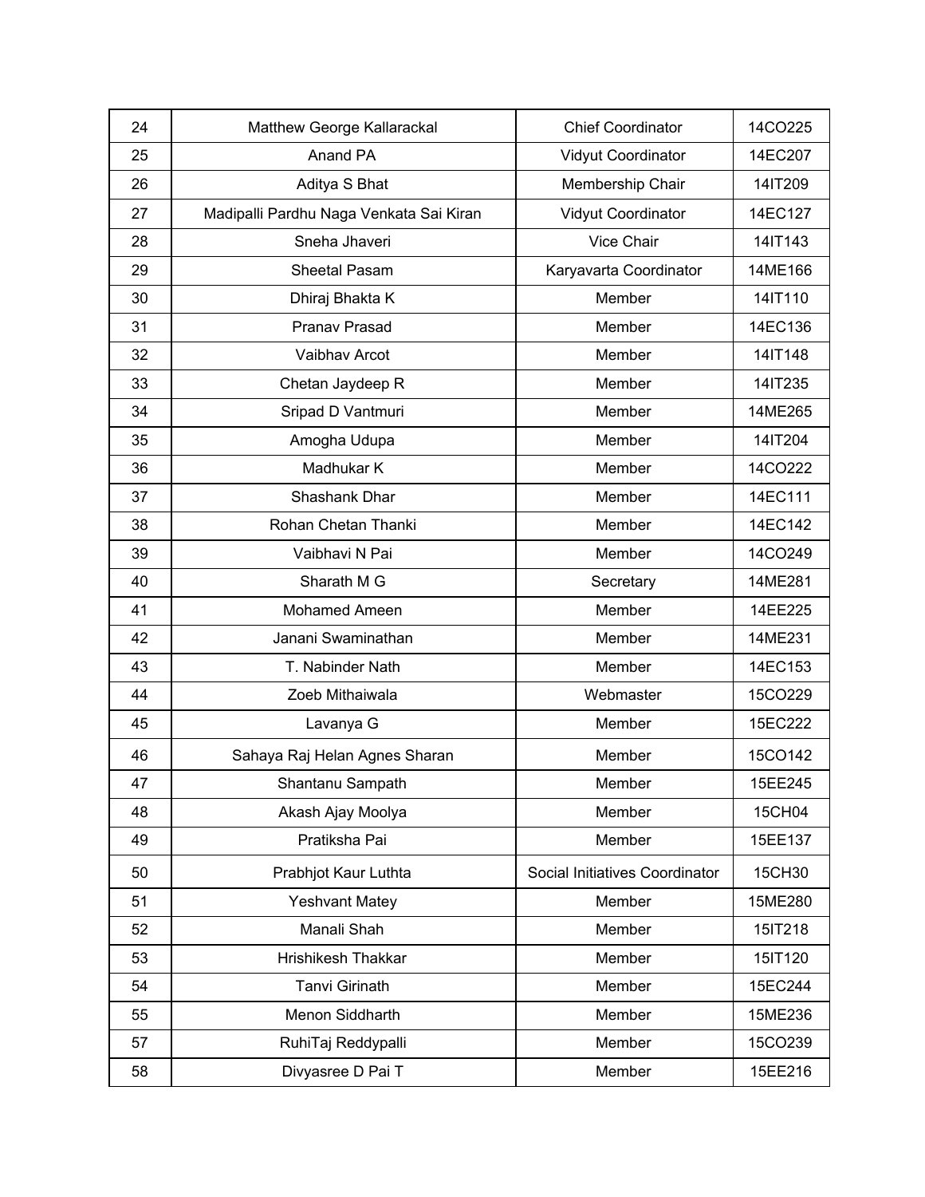| | | | |
|---|---|---|---|
| 24 | Matthew George Kallarackal | Chief Coordinator | 14CO225 |
| 25 | Anand PA | Vidyut Coordinator | 14EC207 |
| 26 | Aditya S Bhat | Membership Chair | 14IT209 |
| 27 | Madipalli Pardhu Naga Venkata Sai Kiran | Vidyut Coordinator | 14EC127 |
| 28 | Sneha Jhaveri | Vice Chair | 14IT143 |
| 29 | Sheetal Pasam | Karyavarta Coordinator | 14ME166 |
| 30 | Dhiraj Bhakta K | Member | 14IT110 |
| 31 | Pranav Prasad | Member | 14EC136 |
| 32 | Vaibhav Arcot | Member | 14IT148 |
| 33 | Chetan Jaydeep R | Member | 14IT235 |
| 34 | Sripad D Vantmuri | Member | 14ME265 |
| 35 | Amogha Udupa | Member | 14IT204 |
| 36 | Madhukar K | Member | 14CO222 |
| 37 | Shashank Dhar | Member | 14EC111 |
| 38 | Rohan Chetan Thanki | Member | 14EC142 |
| 39 | Vaibhavi N Pai | Member | 14CO249 |
| 40 | Sharath M G | Secretary | 14ME281 |
| 41 | Mohamed Ameen | Member | 14EE225 |
| 42 | Janani Swaminathan | Member | 14ME231 |
| 43 | T. Nabinder Nath | Member | 14EC153 |
| 44 | Zoeb Mithaiwala | Webmaster | 15CO229 |
| 45 | Lavanya G | Member | 15EC222 |
| 46 | Sahaya Raj Helan Agnes Sharan | Member | 15CO142 |
| 47 | Shantanu Sampath | Member | 15EE245 |
| 48 | Akash Ajay Moolya | Member | 15CH04 |
| 49 | Pratiksha Pai | Member | 15EE137 |
| 50 | Prabhjot Kaur Luthta | Social Initiatives Coordinator | 15CH30 |
| 51 | Yeshvant Matey | Member | 15ME280 |
| 52 | Manali Shah | Member | 15IT218 |
| 53 | Hrishikesh Thakkar | Member | 15IT120 |
| 54 | Tanvi Girinath | Member | 15EC244 |
| 55 | Menon Siddharth | Member | 15ME236 |
| 57 | RuhiTaj Reddypalli | Member | 15CO239 |
| 58 | Divyasree D Pai T | Member | 15EE216 |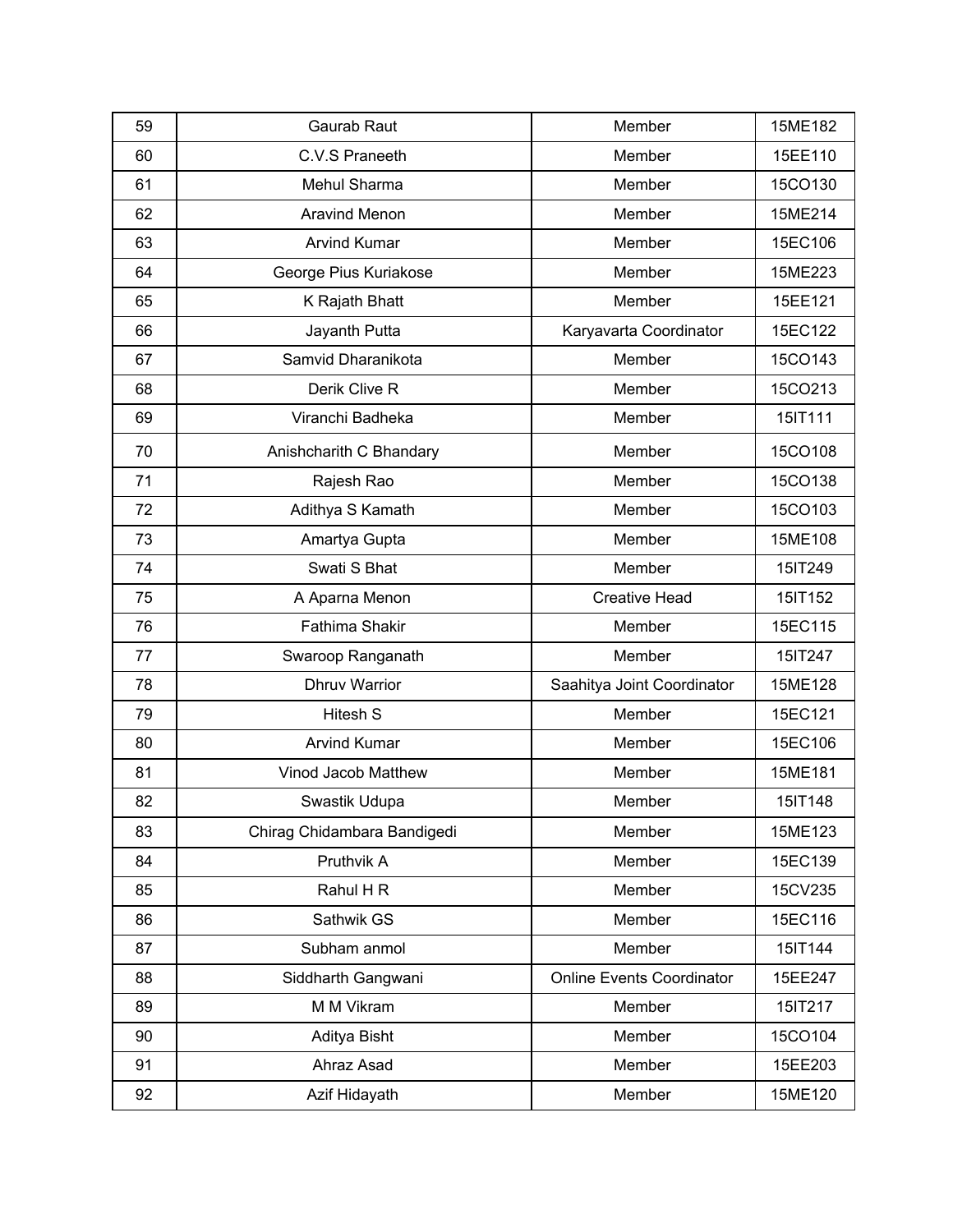| | | | |
|---|---|---|---|
| 59 | Gaurab Raut | Member | 15ME182 |
| 60 | C.V.S Praneeth | Member | 15EE110 |
| 61 | Mehul Sharma | Member | 15CO130 |
| 62 | Aravind Menon | Member | 15ME214 |
| 63 | Arvind Kumar | Member | 15EC106 |
| 64 | George Pius Kuriakose | Member | 15ME223 |
| 65 | K Rajath Bhatt | Member | 15EE121 |
| 66 | Jayanth Putta | Karyavarta Coordinator | 15EC122 |
| 67 | Samvid Dharanikota | Member | 15CO143 |
| 68 | Derik Clive R | Member | 15CO213 |
| 69 | Viranchi Badheka | Member | 15IT111 |
| 70 | Anishcharith C Bhandary | Member | 15CO108 |
| 71 | Rajesh Rao | Member | 15CO138 |
| 72 | Adithya S Kamath | Member | 15CO103 |
| 73 | Amartya Gupta | Member | 15ME108 |
| 74 | Swati S Bhat | Member | 15IT249 |
| 75 | A Aparna Menon | Creative Head | 15IT152 |
| 76 | Fathima Shakir | Member | 15EC115 |
| 77 | Swaroop Ranganath | Member | 15IT247 |
| 78 | Dhruv Warrior | Saahitya Joint Coordinator | 15ME128 |
| 79 | Hitesh S | Member | 15EC121 |
| 80 | Arvind Kumar | Member | 15EC106 |
| 81 | Vinod Jacob Matthew | Member | 15ME181 |
| 82 | Swastik Udupa | Member | 15IT148 |
| 83 | Chirag Chidambara Bandigedi | Member | 15ME123 |
| 84 | Pruthvik A | Member | 15EC139 |
| 85 | Rahul H R | Member | 15CV235 |
| 86 | Sathwik GS | Member | 15EC116 |
| 87 | Subham anmol | Member | 15IT144 |
| 88 | Siddharth Gangwani | Online Events Coordinator | 15EE247 |
| 89 | M M Vikram | Member | 15IT217 |
| 90 | Aditya Bisht | Member | 15CO104 |
| 91 | Ahraz Asad | Member | 15EE203 |
| 92 | Azif Hidayath | Member | 15ME120 |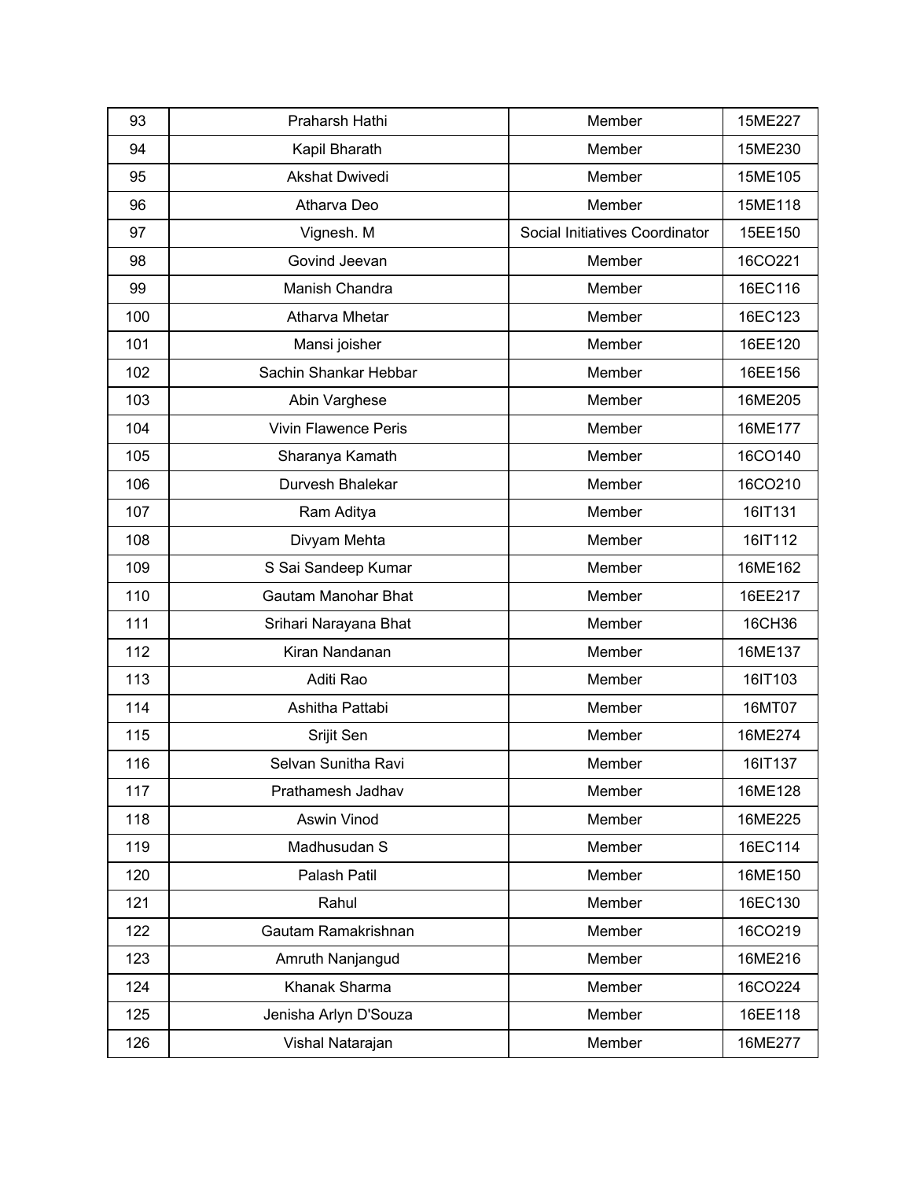| 93 | Praharsh Hathi | Member | 15ME227 |
|---|---|---|---|
| 94 | Kapil Bharath | Member | 15ME230 |
| 95 | Akshat Dwivedi | Member | 15ME105 |
| 96 | Atharva Deo | Member | 15ME118 |
| 97 | Vignesh. M | Social Initiatives Coordinator | 15EE150 |
| 98 | Govind Jeevan | Member | 16CO221 |
| 99 | Manish Chandra | Member | 16EC116 |
| 100 | Atharva Mhetar | Member | 16EC123 |
| 101 | Mansi joisher | Member | 16EE120 |
| 102 | Sachin Shankar Hebbar | Member | 16EE156 |
| 103 | Abin Varghese | Member | 16ME205 |
| 104 | Vivin Flawence Peris | Member | 16ME177 |
| 105 | Sharanya Kamath | Member | 16CO140 |
| 106 | Durvesh Bhalekar | Member | 16CO210 |
| 107 | Ram Aditya | Member | 16IT131 |
| 108 | Divyam Mehta | Member | 16IT112 |
| 109 | S Sai Sandeep Kumar | Member | 16ME162 |
| 110 | Gautam Manohar Bhat | Member | 16EE217 |
| 111 | Srihari Narayana Bhat | Member | 16CH36 |
| 112 | Kiran Nandanan | Member | 16ME137 |
| 113 | Aditi Rao | Member | 16IT103 |
| 114 | Ashitha Pattabi | Member | 16MT07 |
| 115 | Srijit Sen | Member | 16ME274 |
| 116 | Selvan Sunitha Ravi | Member | 16IT137 |
| 117 | Prathamesh Jadhav | Member | 16ME128 |
| 118 | Aswin Vinod | Member | 16ME225 |
| 119 | Madhusudan S | Member | 16EC114 |
| 120 | Palash Patil | Member | 16ME150 |
| 121 | Rahul | Member | 16EC130 |
| 122 | Gautam Ramakrishnan | Member | 16CO219 |
| 123 | Amruth Nanjangud | Member | 16ME216 |
| 124 | Khanak Sharma | Member | 16CO224 |
| 125 | Jenisha Arlyn D'Souza | Member | 16EE118 |
| 126 | Vishal Natarajan | Member | 16ME277 |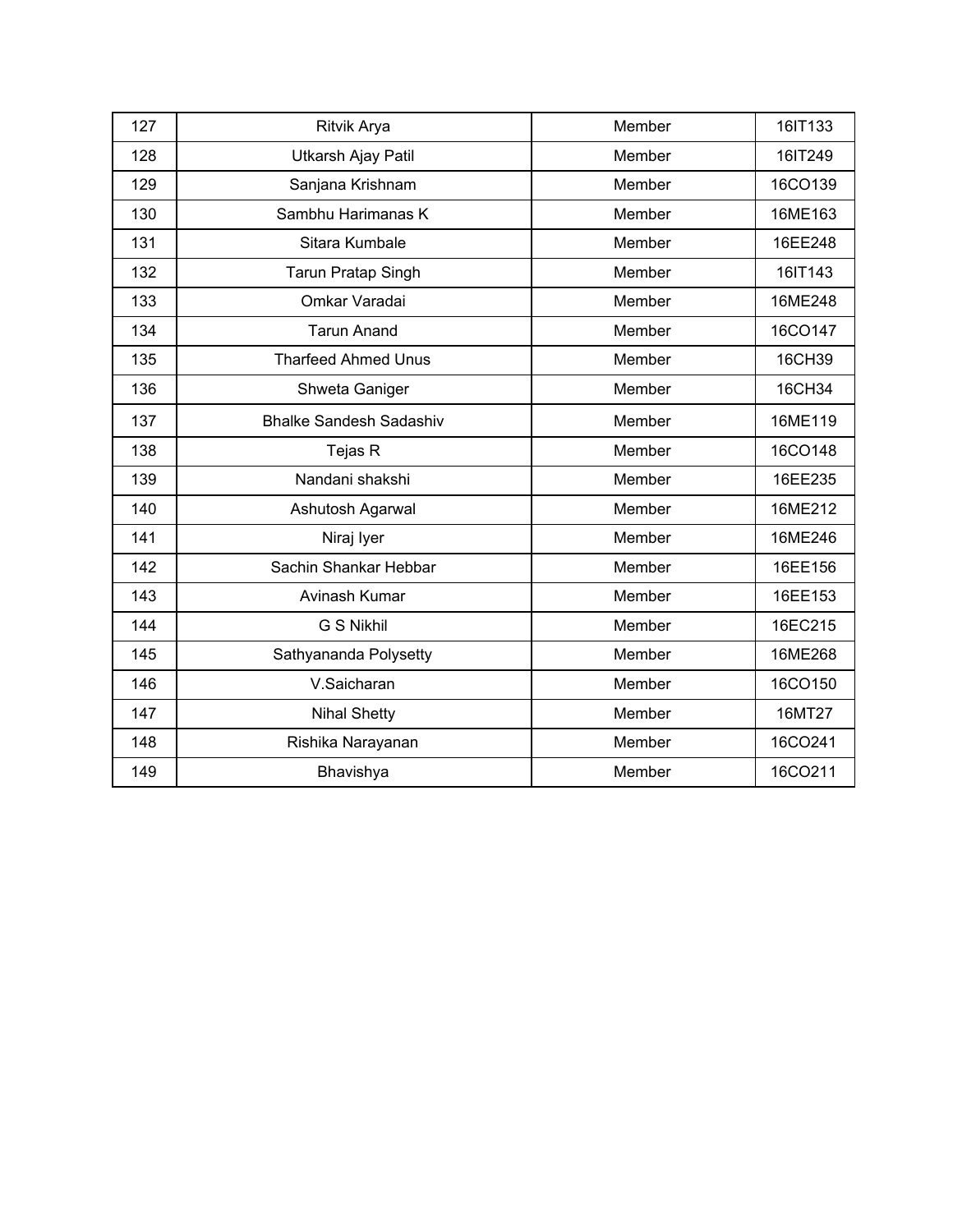| | | | |
|---|---|---|---|
| 127 | Ritvik Arya | Member | 16IT133 |
| 128 | Utkarsh Ajay Patil | Member | 16IT249 |
| 129 | Sanjana Krishnam | Member | 16CO139 |
| 130 | Sambhu Harimanas K | Member | 16ME163 |
| 131 | Sitara Kumbale | Member | 16EE248 |
| 132 | Tarun Pratap Singh | Member | 16IT143 |
| 133 | Omkar Varadai | Member | 16ME248 |
| 134 | Tarun Anand | Member | 16CO147 |
| 135 | Tharfeed Ahmed Unus | Member | 16CH39 |
| 136 | Shweta Ganiger | Member | 16CH34 |
| 137 | Bhalke Sandesh Sadashiv | Member | 16ME119 |
| 138 | Tejas R | Member | 16CO148 |
| 139 | Nandani shakshi | Member | 16EE235 |
| 140 | Ashutosh Agarwal | Member | 16ME212 |
| 141 | Niraj Iyer | Member | 16ME246 |
| 142 | Sachin Shankar Hebbar | Member | 16EE156 |
| 143 | Avinash Kumar | Member | 16EE153 |
| 144 | G S Nikhil | Member | 16EC215 |
| 145 | Sathyananda Polysetty | Member | 16ME268 |
| 146 | V.Saicharan | Member | 16CO150 |
| 147 | Nihal Shetty | Member | 16MT27 |
| 148 | Rishika Narayanan | Member | 16CO241 |
| 149 | Bhavishya | Member | 16CO211 |